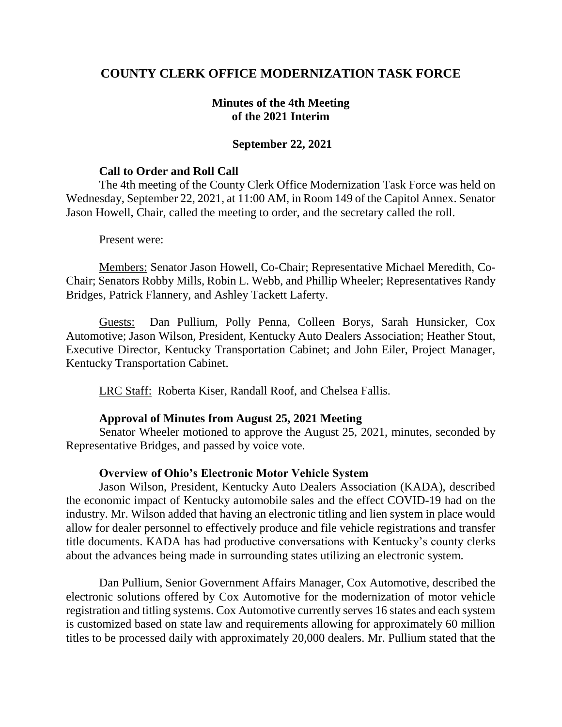# COUNTY CLERK OFFICE MODERNIZATION TASK FORCE

## Minutes of the 4th Meeting of the 2021 Interim

### September 22, 2021

**Call to Order and Roll Call**

The 4th meeting of the County Clerk Office Modernization Task Force was held on Wednesday, September 22, 2021, at 11:00 AM, in Room 149 of the Capitol Annex. Senator Jason Howell, Chair, called the meeting to order, and the secretary called the roll.

Present were:

Members: Senator Jason Howell, Co-Chair; Representative Michael Meredith, Co-Chair; Senators Robby Mills, Robin L. Webb, and Phillip Wheeler; Representatives Randy Bridges, Patrick Flannery, and Ashley Tackett Laferty.

Guests: Dan Pullium, Polly Penna, Colleen Borys, Sarah Hunsicker, Cox Automotive; Jason Wilson, President, Kentucky Auto Dealers Association; Heather Stout, Executive Director, Kentucky Transportation Cabinet; and John Eiler, Project Manager, Kentucky Transportation Cabinet.

LRC Staff: Roberta Kiser, Randall Roof, and Chelsea Fallis.

**Approval of Minutes from August 25, 2021 Meeting**

Senator Wheeler motioned to approve the August 25, 2021, minutes, seconded by Representative Bridges, and passed by voice vote.

**Overview of Ohio's Electronic Motor Vehicle System**

Jason Wilson, President, Kentucky Auto Dealers Association (KADA), described the economic impact of Kentucky automobile sales and the effect COVID-19 had on the industry. Mr. Wilson added that having an electronic titling and lien system in place would allow for dealer personnel to effectively produce and file vehicle registrations and transfer title documents. KADA has had productive conversations with Kentucky's county clerks about the advances being made in surrounding states utilizing an electronic system.

Dan Pullium, Senior Government Affairs Manager, Cox Automotive, described the electronic solutions offered by Cox Automotive for the modernization of motor vehicle registration and titling systems. Cox Automotive currently serves 16 states and each system is customized based on state law and requirements allowing for approximately 60 million titles to be processed daily with approximately 20,000 dealers. Mr. Pullium stated that the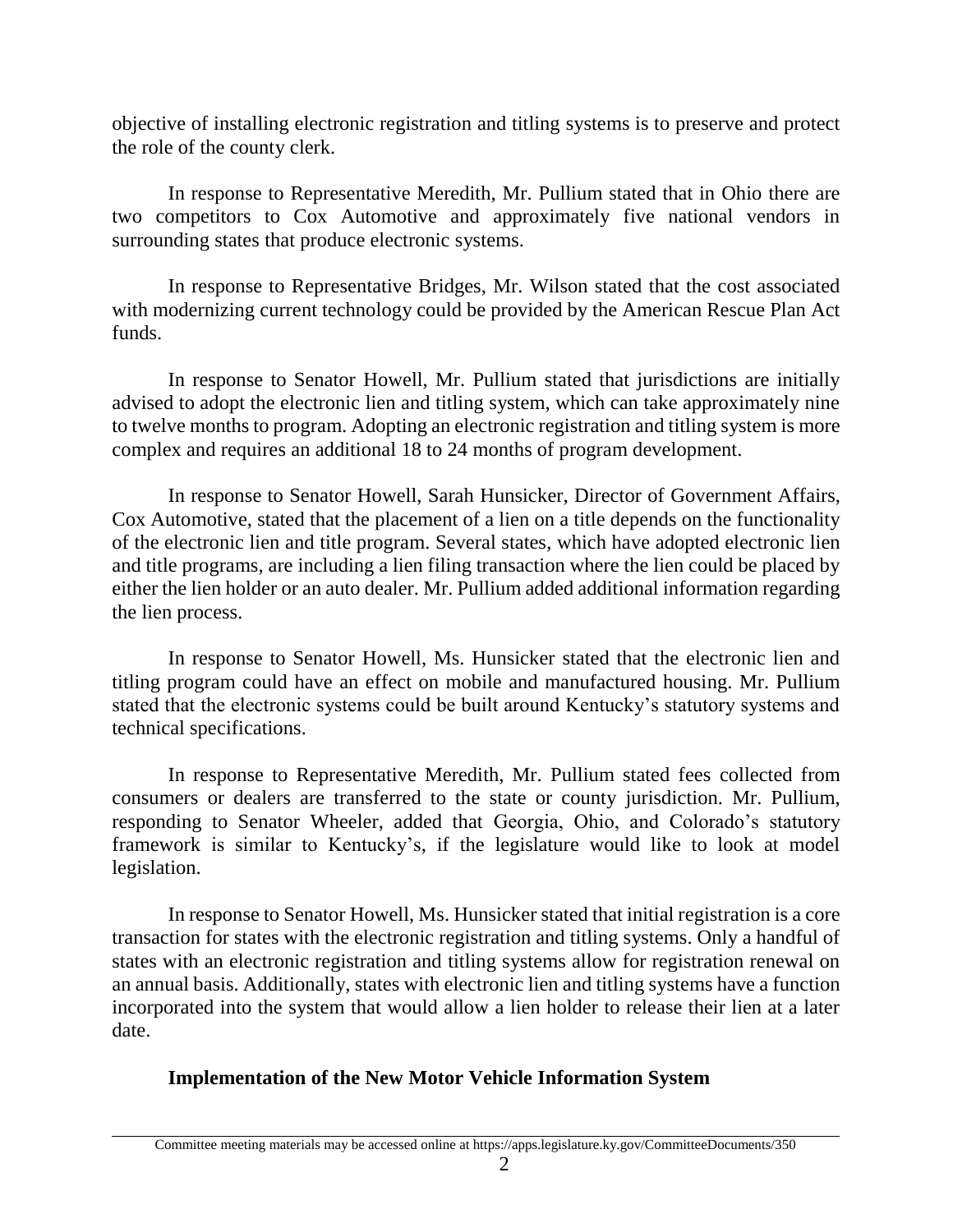objective of installing electronic registration and titling systems is to preserve and protect the role of the county clerk.

In response to Representative Meredith, Mr. Pullium stated that in Ohio there are two competitors to Cox Automotive and approximately five national vendors in surrounding states that produce electronic systems.

In response to Representative Bridges, Mr. Wilson stated that the cost associated with modernizing current technology could be provided by the American Rescue Plan Act funds.

In response to Senator Howell, Mr. Pullium stated that jurisdictions are initially advised to adopt the electronic lien and titling system, which can take approximately nine to twelve months to program. Adopting an electronic registration and titling system is more complex and requires an additional 18 to 24 months of program development.

In response to Senator Howell, Sarah Hunsicker, Director of Government Affairs, Cox Automotive, stated that the placement of a lien on a title depends on the functionality of the electronic lien and title program. Several states, which have adopted electronic lien and title programs, are including a lien filing transaction where the lien could be placed by either the lien holder or an auto dealer. Mr. Pullium added additional information regarding the lien process.

In response to Senator Howell, Ms. Hunsicker stated that the electronic lien and titling program could have an effect on mobile and manufactured housing. Mr. Pullium stated that the electronic systems could be built around Kentucky's statutory systems and technical specifications.

In response to Representative Meredith, Mr. Pullium stated fees collected from consumers or dealers are transferred to the state or county jurisdiction. Mr. Pullium, responding to Senator Wheeler, added that Georgia, Ohio, and Colorado's statutory framework is similar to Kentucky's, if the legislature would like to look at model legislation.

In response to Senator Howell, Ms. Hunsicker stated that initial registration is a core transaction for states with the electronic registration and titling systems. Only a handful of states with an electronic registration and titling systems allow for registration renewal on an annual basis. Additionally, states with electronic lien and titling systems have a function incorporated into the system that would allow a lien holder to release their lien at a later date.

**Implementation of the New Motor Vehicle Information System**

Committee meeting materials may be accessed online at https://apps.legislature.ky.gov/CommitteeDocuments/350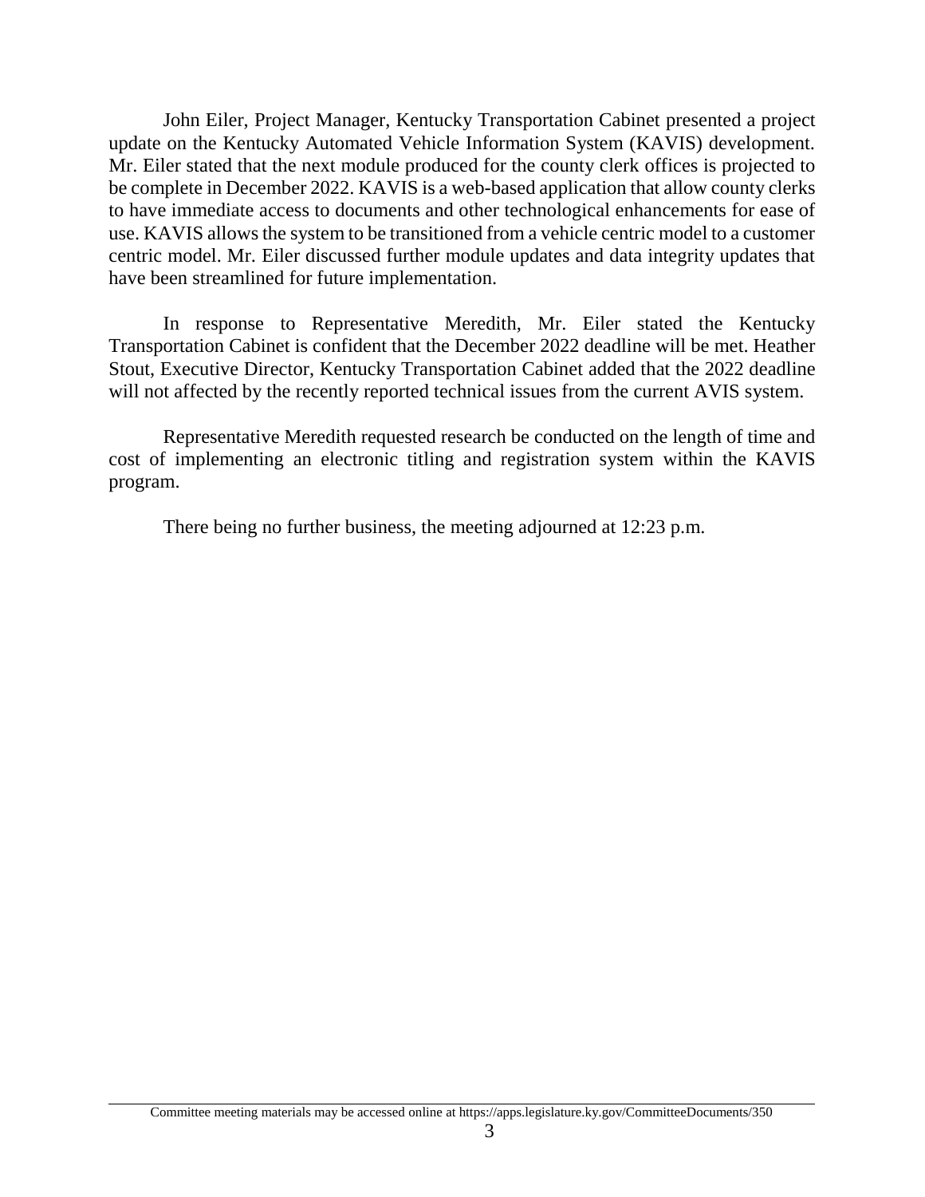John Eiler, Project Manager, Kentucky Transportation Cabinet presented a project update on the Kentucky Automated Vehicle Information System (KAVIS) development. Mr. Eiler stated that the next module produced for the county clerk offices is projected to be complete in December 2022. KAVIS is a web-based application that allow county clerks to have immediate access to documents and other technological enhancements for ease of use. KAVIS allows the system to be transitioned from a vehicle centric model to a customer centric model. Mr. Eiler discussed further module updates and data integrity updates that have been streamlined for future implementation.

In response to Representative Meredith, Mr. Eiler stated the Kentucky Transportation Cabinet is confident that the December 2022 deadline will be met. Heather Stout, Executive Director, Kentucky Transportation Cabinet added that the 2022 deadline will not affected by the recently reported technical issues from the current AVIS system.

Representative Meredith requested research be conducted on the length of time and cost of implementing an electronic titling and registration system within the KAVIS program.

There being no further business, the meeting adjourned at 12:23 p.m.

Committee meeting materials may be accessed online at https://apps.legislature.ky.gov/CommitteeDocuments/350